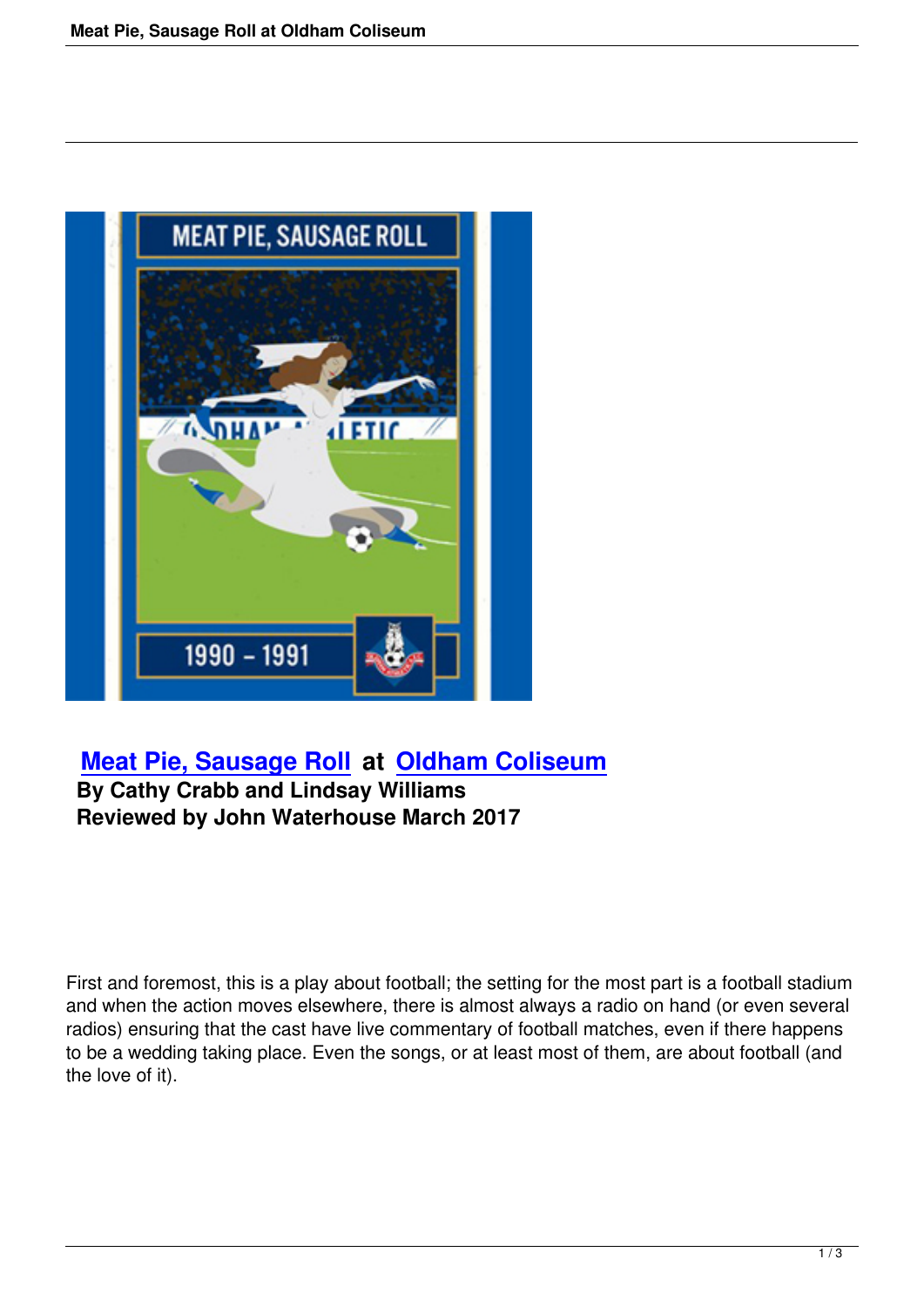## Meat Pie, Sausage Roll at Oldham Coliseum

**By Cathy Crabb and Lindsay Williams**
**Reviewed by John Waterhouse March 2017**

First and foremost, this is a play about football; the setting for the most part is a football stadium and when the action moves elsewhere, there is almost always a radio on hand (or even several radios) ensuring that the cast have live commentary of football matches, even if there happens to be a wedding taking place. Even the songs, or at least most of them, are about football (and the love of it).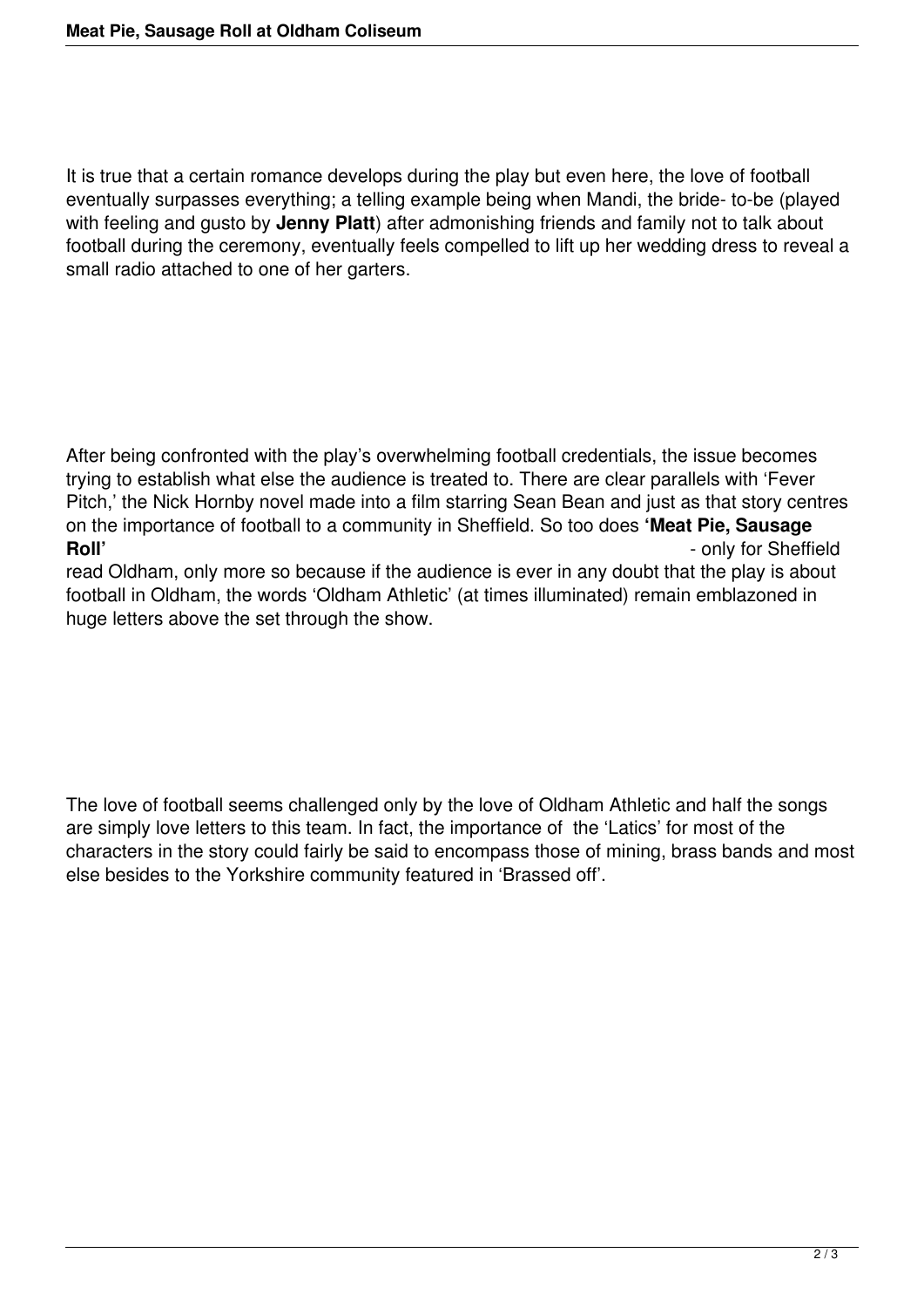It is true that a certain romance develops during the play but even here, the love of football eventually surpasses everything; a telling example being when Mandi, the bride- to-be (played with feeling and gusto by **Jenny Platt**) after admonishing friends and family not to talk about football during the ceremony, eventually feels compelled to lift up her wedding dress to reveal a small radio attached to one of her garters.

After being confronted with the play's overwhelming football credentials, the issue becomes trying to establish what else the audience is treated to. There are clear parallels with 'Fever Pitch,' the Nick Hornby novel made into a film starring Sean Bean and just as that story centres on the importance of football to a community in Sheffield. So too does **'Meat Pie, Sausage Roll'** - only for Sheffield read Oldham, only more so because if the audience is ever in any doubt that the play is about football in Oldham, the words 'Oldham Athletic' (at times illuminated) remain emblazoned in huge letters above the set through the show.

The love of football seems challenged only by the love of Oldham Athletic and half the songs are simply love letters to this team. In fact, the importance of the 'Latics' for most of the characters in the story could fairly be said to encompass those of mining, brass bands and most else besides to the Yorkshire community featured in 'Brassed off'.